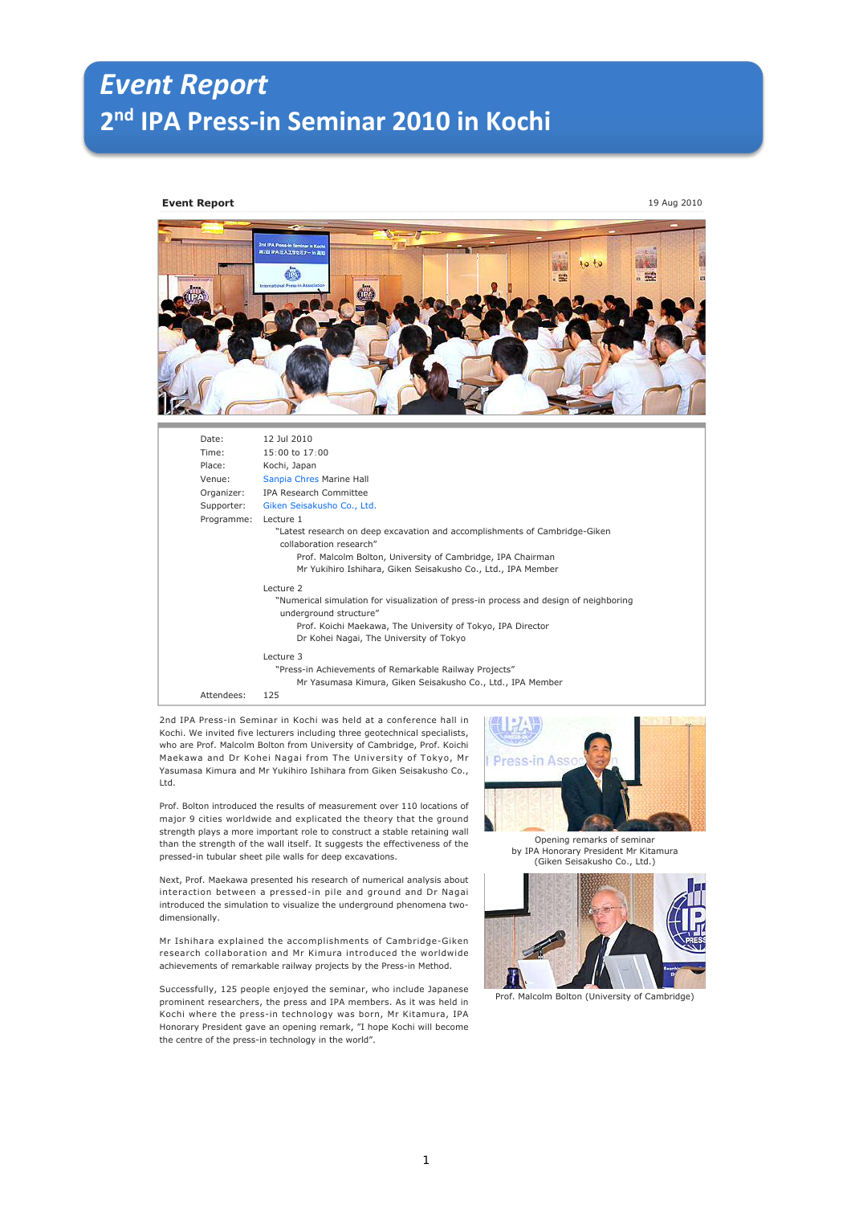# *Event Report*

# 2nd IPA Press-in Seminar 2010 in Kochi

**Event Report** 19 Aug 2010

| | |
|---|---|
| Date: | 12 Jul 2010 |
| Time: | 15:00 to 17:00 |
| Place: | Kochi, Japan |
| Venue: | Sanpia Chres Marine Hall |
| Organizer: | IPA Research Committee |
| Supporter: | Giken Seisakusho Co., Ltd. |
| Programme: | Lecture 1<br>"Latest research on deep excavation and accomplishments of Cambridge-Giken collaboration research"<br>Prof. Malcolm Bolton, University of Cambridge, IPA Chairman<br>Mr Yukihiro Ishihara, Giken Seisakusho Co., Ltd., IPA Member<br><br>Lecture 2<br>"Numerical simulation for visualization of press-in process and design of neighboring underground structure"<br>Prof. Koichi Maekawa, The University of Tokyo, IPA Director<br>Dr Kohei Nagai, The University of Tokyo<br><br>Lecture 3<br>"Press-in Achievements of Remarkable Railway Projects"<br>Mr Yasumasa Kimura, Giken Seisakusho Co., Ltd., IPA Member |
| Attendees: | 125 |

2nd IPA Press-in Seminar in Kochi was held at a conference hall in Kochi. We invited five lecturers including three geotechnical specialists, who are Prof. Malcolm Bolton from University of Cambridge, Prof. Koichi Maekawa and Dr Kohei Nagai from The University of Tokyo, Mr Yasumasa Kimura and Mr Yukihiro Ishihara from Giken Seisakusho Co., Ltd.

Prof. Bolton introduced the results of measurement over 110 locations of major 9 cities worldwide and explicated the theory that the ground strength plays a more important role to construct a stable retaining wall than the strength of the wall itself. It suggests the effectiveness of the pressed-in tubular sheet pile walls for deep excavations.

Next, Prof. Maekawa presented his research of numerical analysis about interaction between a pressed-in pile and ground and Dr Nagai introduced the simulation to visualize the underground phenomena two-dimensionally.

Mr Ishihara explained the accomplishments of Cambridge-Giken research collaboration and Mr Kimura introduced the worldwide achievements of remarkable railway projects by the Press-in Method.

Successfully, 125 people enjoyed the seminar, who include Japanese prominent researchers, the press and IPA members. As it was held in Kochi where the press-in technology was born, Mr Kitamura, IPA Honorary President gave an opening remark, "I hope Kochi will become the centre of the press-in technology in the world".

Opening remarks of seminar by IPA Honorary President Mr Kitamura (Giken Seisakusho Co., Ltd.)

Prof. Malcolm Bolton (University of Cambridge)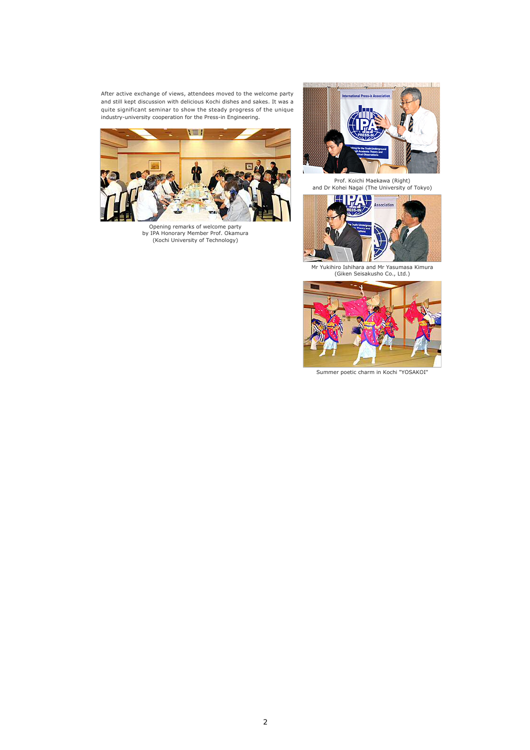After active exchange of views, attendees moved to the welcome party and still kept discussion with delicious Kochi dishes and sakes. It was a quite significant seminar to show the steady progress of the unique industry-university cooperation for the Press-in Engineering.

Opening remarks of welcome party
by IPA Honorary Member Prof. Okamura
(Kochi University of Technology)

Prof. Koichi Maekawa (Right)
and Dr Kohei Nagai (The University of Tokyo)

Mr Yukihiro Ishihara and Mr Yasumasa Kimura
(Giken Seisakusho Co., Ltd.)

Summer poetic charm in Kochi "YOSAKOI"